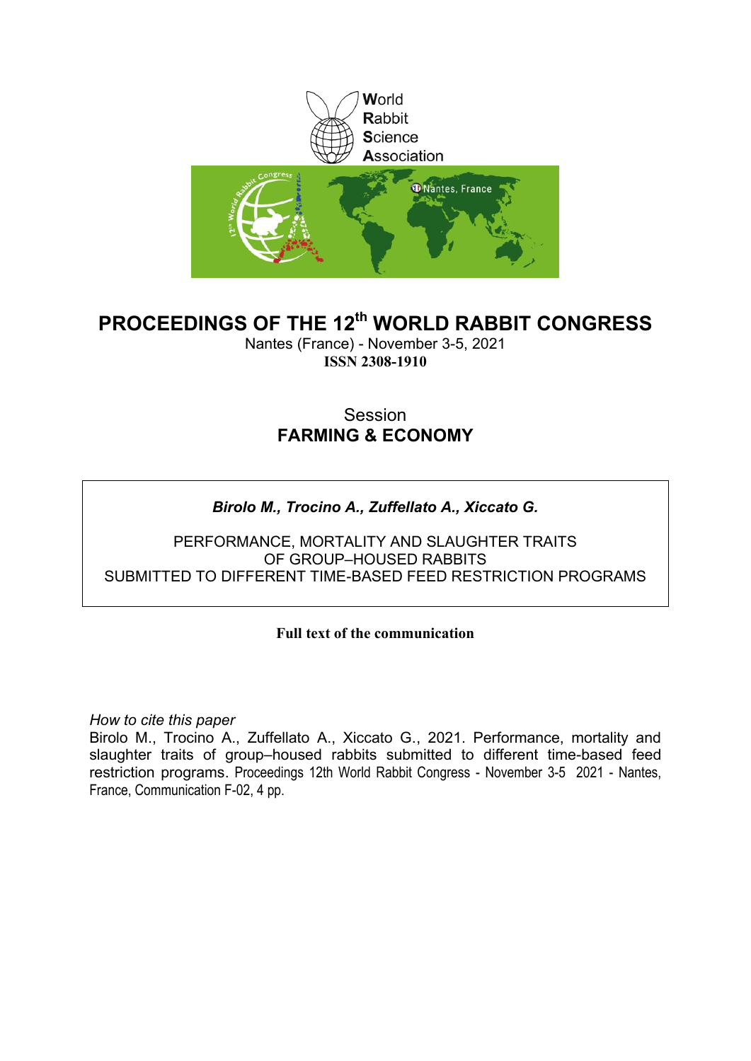World
Rabbit
Science
Association

# PROCEEDINGS OF THE 12th WORLD RABBIT CONGRESS

Nantes (France) - November 3-5, 2021
**ISSN 2308-1910**

Session
**FARMING & ECONOMY**

***Birolo M., Trocino A., Zuffellato A., Xiccato G.***

PERFORMANCE, MORTALITY AND SLAUGHTER TRAITS
OF GROUP–HOUSED RABBITS
SUBMITTED TO DIFFERENT TIME-BASED FEED RESTRICTION PROGRAMS

**Full text of the communication**

*How to cite this paper*
Birolo M., Trocino A., Zuffellato A., Xiccato G., 2021. Performance, mortality and slaughter traits of group–housed rabbits submitted to different time-based feed restriction programs. Proceedings 12th World Rabbit Congress - November 3-5 2021 - Nantes, France, Communication F-02, 4 pp.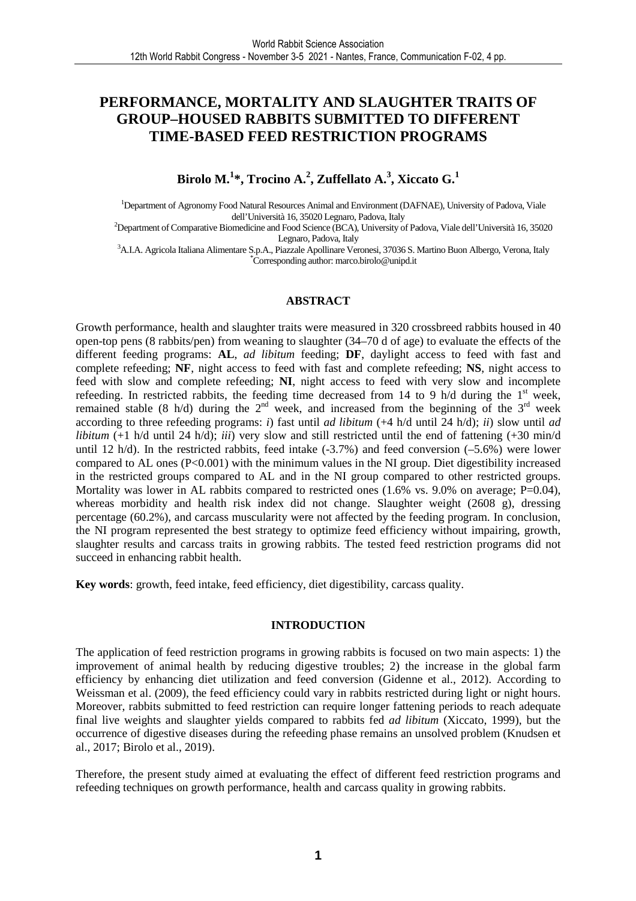# PERFORMANCE, MORTALITY AND SLAUGHTER TRAITS OF GROUP–HOUSED RABBITS SUBMITTED TO DIFFERENT TIME-BASED FEED RESTRICTION PROGRAMS

**Birolo M.[1]\*, Trocino A.[2], Zuffellato A.[3], Xiccato G.[1]**

[1]Department of Agronomy Food Natural Resources Animal and Environment (DAFNAE), University of Padova, Viale dell'Università 16, 35020 Legnaro, Padova, Italy

[2]Department of Comparative Biomedicine and Food Science (BCA), University of Padova, Viale dell'Università 16, 35020 Legnaro, Padova, Italy

[3]A.I.A. Agricola Italiana Alimentare S.p.A., Piazzale Apollinare Veronesi, 37036 S. Martino Buon Albergo, Verona, Italy

\*Corresponding author: marco.birolo@unipd.it

## ABSTRACT

Growth performance, health and slaughter traits were measured in 320 crossbreed rabbits housed in 40 open-top pens (8 rabbits/pen) from weaning to slaughter (34–70 d of age) to evaluate the effects of the different feeding programs: **AL**, *ad libitum* feeding; **DF**, daylight access to feed with fast and complete refeeding; **NF**, night access to feed with fast and complete refeeding; **NS**, night access to feed with slow and complete refeeding; **NI**, night access to feed with very slow and incomplete refeeding. In restricted rabbits, the feeding time decreased from 14 to 9 h/d during the 1[st] week, remained stable (8 h/d) during the 2[nd] week, and increased from the beginning of the 3[rd] week according to three refeeding programs: *i*) fast until *ad libitum* (+4 h/d until 24 h/d); *ii*) slow until *ad libitum* (+1 h/d until 24 h/d); *iii*) very slow and still restricted until the end of fattening (+30 min/d until 12 h/d). In the restricted rabbits, feed intake (-3.7%) and feed conversion (–5.6%) were lower compared to AL ones (P<0.001) with the minimum values in the NI group. Diet digestibility increased in the restricted groups compared to AL and in the NI group compared to other restricted groups. Mortality was lower in AL rabbits compared to restricted ones (1.6% vs. 9.0% on average; P=0.04), whereas morbidity and health risk index did not change. Slaughter weight (2608 g), dressing percentage (60.2%), and carcass muscularity were not affected by the feeding program. In conclusion, the NI program represented the best strategy to optimize feed efficiency without impairing, growth, slaughter results and carcass traits in growing rabbits. The tested feed restriction programs did not succeed in enhancing rabbit health.

**Key words**: growth, feed intake, feed efficiency, diet digestibility, carcass quality.

## INTRODUCTION

The application of feed restriction programs in growing rabbits is focused on two main aspects: 1) the improvement of animal health by reducing digestive troubles; 2) the increase in the global farm efficiency by enhancing diet utilization and feed conversion (Gidenne et al., 2012). According to Weissman et al. (2009), the feed efficiency could vary in rabbits restricted during light or night hours. Moreover, rabbits submitted to feed restriction can require longer fattening periods to reach adequate final live weights and slaughter yields compared to rabbits fed *ad libitum* (Xiccato, 1999), but the occurrence of digestive diseases during the refeeding phase remains an unsolved problem (Knudsen et al., 2017; Birolo et al., 2019).

Therefore, the present study aimed at evaluating the effect of different feed restriction programs and refeeding techniques on growth performance, health and carcass quality in growing rabbits.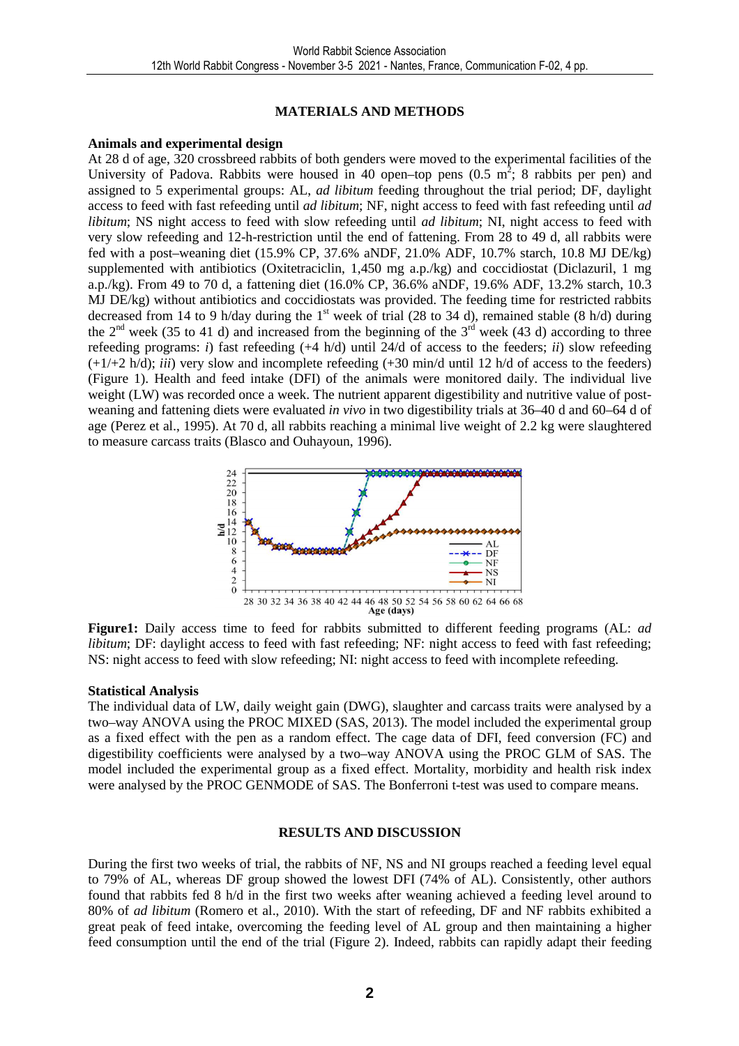## MATERIALS AND METHODS

### Animals and experimental design

At 28 d of age, 320 crossbreed rabbits of both genders were moved to the experimental facilities of the University of Padova. Rabbits were housed in 40 open–top pens (0.5 $m^2$; 8 rabbits per pen) and assigned to 5 experimental groups: AL, *ad libitum* feeding throughout the trial period; DF, daylight access to feed with fast refeeding until *ad libitum*; NF, night access to feed with fast refeeding until *ad libitum*; NS night access to feed with slow refeeding until *ad libitum*; NI, night access to feed with very slow refeeding and 12-h-restriction until the end of fattening. From 28 to 49 d, all rabbits were fed with a post–weaning diet (15.9% CP, 37.6% aNDF, 21.0% ADF, 10.7% starch, 10.8 MJ DE/kg) supplemented with antibiotics (Oxitetraciclin, 1,450 mg a.p./kg) and coccidiostat (Diclazuril, 1 mg a.p./kg). From 49 to 70 d, a fattening diet (16.0% CP, 36.6% aNDF, 19.6% ADF, 13.2% starch, 10.3 MJ DE/kg) without antibiotics and coccidiostats was provided. The feeding time for restricted rabbits decreased from 14 to 9 h/day during the 1st week of trial (28 to 34 d), remained stable (8 h/d) during the 2nd week (35 to 41 d) and increased from the beginning of the 3rd week (43 d) according to three refeeding programs: *i*) fast refeeding (+4 h/d) until 24/d of access to the feeders; *ii*) slow refeeding (+1/+2 h/d); *iii*) very slow and incomplete refeeding (+30 min/d until 12 h/d of access to the feeders) (Figure 1). Health and feed intake (DFI) of the animals were monitored daily. The individual live weight (LW) was recorded once a week. The nutrient apparent digestibility and nutritive value of post-weaning and fattening diets were evaluated *in vivo* in two digestibility trials at 36–40 d and 60–64 d of age (Perez et al., 1995). At 70 d, all rabbits reaching a minimal live weight of 2.2 kg were slaughtered to measure carcass traits (Blasco and Ouhayoun, 1996).

**Figure1:** Daily access time to feed for rabbits submitted to different feeding programs (AL: *ad libitum*; DF: daylight access to feed with fast refeeding; NF: night access to feed with fast refeeding; NS: night access to feed with slow refeeding; NI: night access to feed with incomplete refeeding.

### Statistical Analysis

The individual data of LW, daily weight gain (DWG), slaughter and carcass traits were analysed by a two–way ANOVA using the PROC MIXED (SAS, 2013). The model included the experimental group as a fixed effect with the pen as a random effect. The cage data of DFI, feed conversion (FC) and digestibility coefficients were analysed by a two–way ANOVA using the PROC GLM of SAS. The model included the experimental group as a fixed effect. Mortality, morbidity and health risk index were analysed by the PROC GENMODE of SAS. The Bonferroni t-test was used to compare means.

## RESULTS AND DISCUSSION

During the first two weeks of trial, the rabbits of NF, NS and NI groups reached a feeding level equal to 79% of AL, whereas DF group showed the lowest DFI (74% of AL). Consistently, other authors found that rabbits fed 8 h/d in the first two weeks after weaning achieved a feeding level around to 80% of *ad libitum* (Romero et al., 2010). With the start of refeeding, DF and NF rabbits exhibited a great peak of feed intake, overcoming the feeding level of AL group and then maintaining a higher feed consumption until the end of the trial (Figure 2). Indeed, rabbits can rapidly adapt their feeding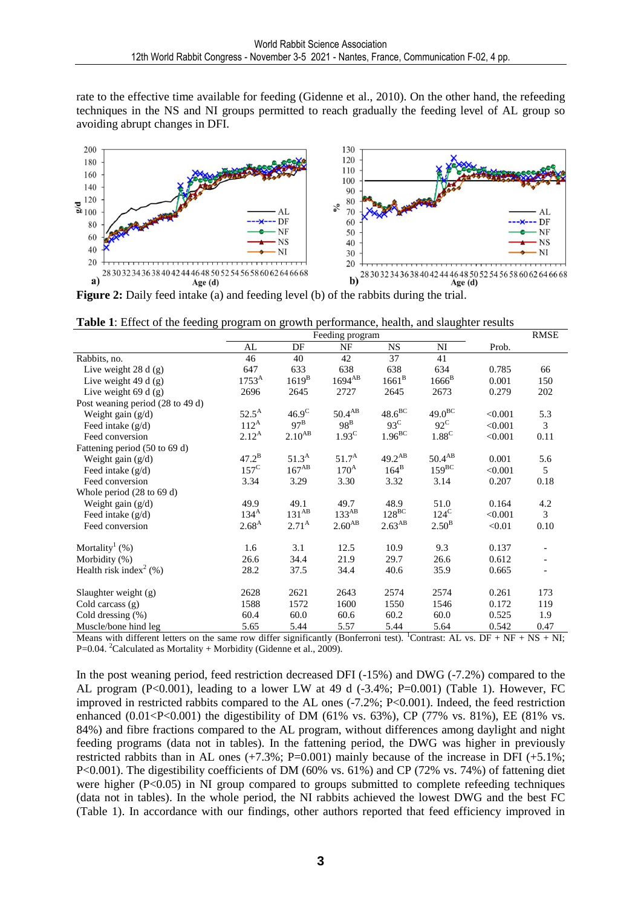rate to the effective time available for feeding (Gidenne et al., 2010). On the other hand, the refeeding techniques in the NS and NI groups permitted to reach gradually the feeding level of AL group so avoiding abrupt changes in DFI.

**Figure 2:** Daily feed intake (a) and feeding level (b) of the rabbits during the trial.

**Table 1**: Effect of the feeding program on growth performance, health, and slaughter results

| | Feeding program | | | | | | RMSE |
|---|---|---|---|---|---|---|---|
| | AL | DF | NF | NS | NI | Prob. | |
| Rabbits, no. | 46 | 40 | 42 | 37 | 41 | | |
| Live weight 28 d (g) | 647 | 633 | 638 | 638 | 634 | 0.785 | 66 |
| Live weight 49 d (g) | $1753^{A}$ | $1619^{B}$ | $1694^{AB}$ | $1661^{B}$ | $1666^{B}$ | 0.001 | 150 |
| Live weight 69 d (g) | 2696 | 2645 | 2727 | 2645 | 2673 | 0.279 | 202 |
| Post weaning period (28 to 49 d) | | | | | | | |
| Weight gain (g/d) | $52.5^{A}$ | $46.9^{C}$ | $50.4^{AB}$ | $48.6^{BC}$ | $49.0^{BC}$ | <0.001 | 5.3 |
| Feed intake (g/d) | $112^{A}$ | $97^{B}$ | $98^{B}$ | $93^{C}$ | $92^{C}$ | <0.001 | 3 |
| Feed conversion | $2.12^{A}$ | $2.10^{AB}$ | $1.93^{C}$ | $1.96^{BC}$ | $1.88^{C}$ | <0.001 | 0.11 |
| Fattening period (50 to 69 d) | | | | | | | |
| Weight gain (g/d) | $47.2^{B}$ | $51.3^{A}$ | $51.7^{A}$ | $49.2^{AB}$ | $50.4^{AB}$ | 0.001 | 5.6 |
| Feed intake (g/d) | $157^{C}$ | $167^{AB}$ | $170^{A}$ | $164^{B}$ | $159^{BC}$ | <0.001 | 5 |
| Feed conversion | 3.34 | 3.29 | 3.30 | 3.32 | 3.14 | 0.207 | 0.18 |
| Whole period (28 to 69 d) | | | | | | | |
| Weight gain (g/d) | 49.9 | 49.1 | 49.7 | 48.9 | 51.0 | 0.164 | 4.2 |
| Feed intake (g/d) | $134^{A}$ | $131^{AB}$ | $133^{AB}$ | $128^{BC}$ | $124^{C}$ | <0.001 | 3 |
| Feed conversion | $2.68^{A}$ | $2.71^{A}$ | $2.60^{AB}$ | $2.63^{AB}$ | $2.50^{B}$ | <0.01 | 0.10 |
| Mortality[1] (%) | 1.6 | 3.1 | 12.5 | 10.9 | 9.3 | 0.137 | - |
| Morbidity (%) | 26.6 | 34.4 | 21.9 | 29.7 | 26.6 | 0.612 | - |
| Health risk index[2] (%) | 28.2 | 37.5 | 34.4 | 40.6 | 35.9 | 0.665 | - |
| Slaughter weight (g) | 2628 | 2621 | 2643 | 2574 | 2574 | 0.261 | 173 |
| Cold carcass (g) | 1588 | 1572 | 1600 | 1550 | 1546 | 0.172 | 119 |
| Cold dressing (%) | 60.4 | 60.0 | 60.6 | 60.2 | 60.0 | 0.525 | 1.9 |
| Muscle/bone hind leg | 5.65 | 5.44 | 5.57 | 5.44 | 5.64 | 0.542 | 0.47 |

Means with different letters on the same row differ significantly (Bonferroni test). [1]Contrast: AL vs. DF + NF + NS + NI; P=0.04. [2]Calculated as Mortality + Morbidity (Gidenne et al., 2009).

In the post weaning period, feed restriction decreased DFI (-15%) and DWG (-7.2%) compared to the AL program (P<0.001), leading to a lower LW at 49 d (-3.4%; P=0.001) (Table 1). However, FC improved in restricted rabbits compared to the AL ones (-7.2%; P<0.001). Indeed, the feed restriction enhanced (0.01<P<0.001) the digestibility of DM (61% vs. 63%), CP (77% vs. 81%), EE (81% vs. 84%) and fibre fractions compared to the AL program, without differences among daylight and night feeding programs (data not in tables). In the fattening period, the DWG was higher in previously restricted rabbits than in AL ones (+7.3%; P=0.001) mainly because of the increase in DFI (+5.1%; P<0.001). The digestibility coefficients of DM (60% vs. 61%) and CP (72% vs. 74%) of fattening diet were higher (P<0.05) in NI group compared to groups submitted to complete refeeding techniques (data not in tables). In the whole period, the NI rabbits achieved the lowest DWG and the best FC (Table 1). In accordance with our findings, other authors reported that feed efficiency improved in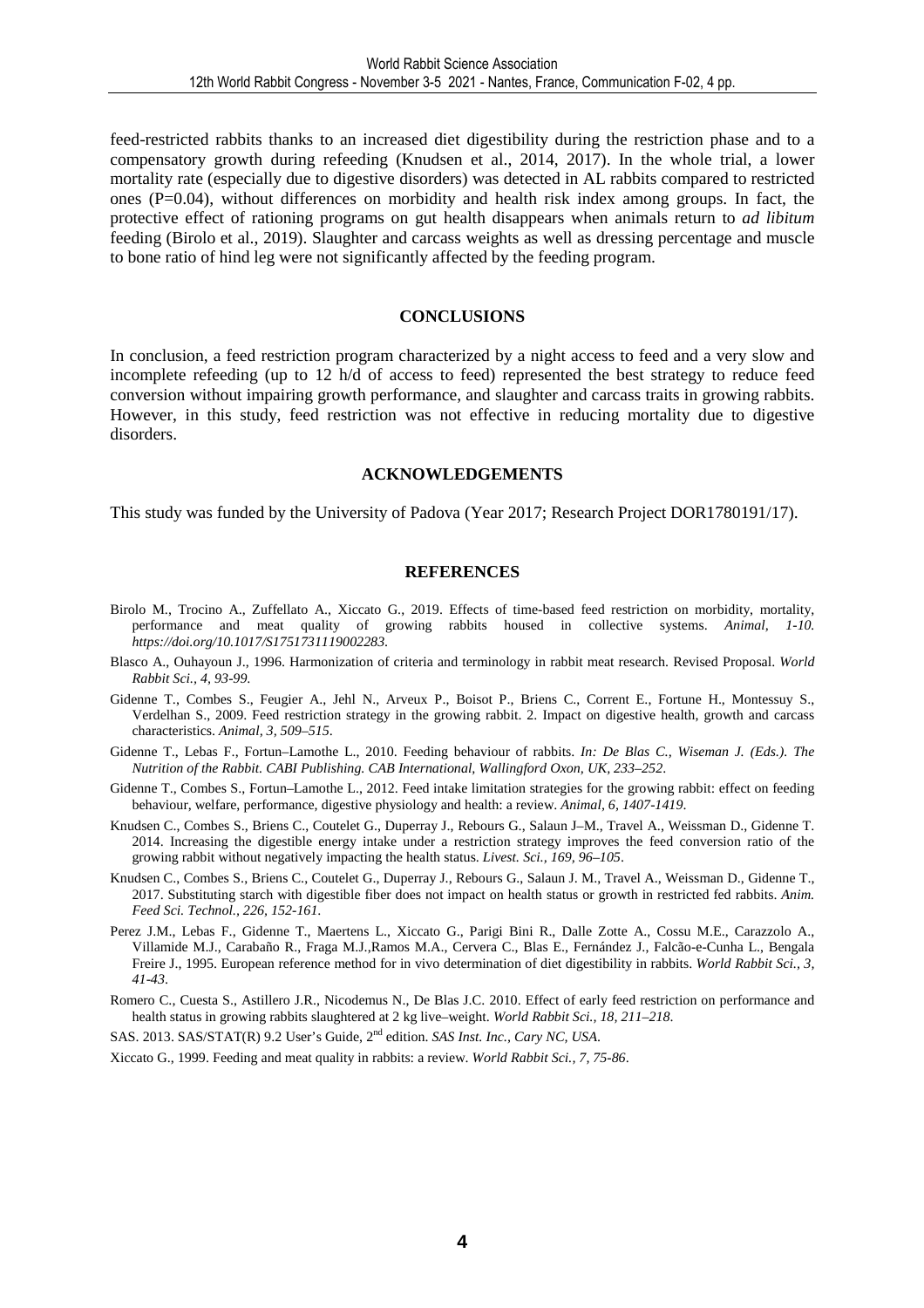feed-restricted rabbits thanks to an increased diet digestibility during the restriction phase and to a compensatory growth during refeeding (Knudsen et al., 2014, 2017). In the whole trial, a lower mortality rate (especially due to digestive disorders) was detected in AL rabbits compared to restricted ones (P=0.04), without differences on morbidity and health risk index among groups. In fact, the protective effect of rationing programs on gut health disappears when animals return to *ad libitum* feeding (Birolo et al., 2019). Slaughter and carcass weights as well as dressing percentage and muscle to bone ratio of hind leg were not significantly affected by the feeding program.

## CONCLUSIONS

In conclusion, a feed restriction program characterized by a night access to feed and a very slow and incomplete refeeding (up to 12 h/d of access to feed) represented the best strategy to reduce feed conversion without impairing growth performance, and slaughter and carcass traits in growing rabbits. However, in this study, feed restriction was not effective in reducing mortality due to digestive disorders.

## ACKNOWLEDGEMENTS

This study was funded by the University of Padova (Year 2017; Research Project DOR1780191/17).

## REFERENCES

Birolo M., Trocino A., Zuffellato A., Xiccato G., 2019. Effects of time-based feed restriction on morbidity, mortality, performance and meat quality of growing rabbits housed in collective systems. *Animal, 1-10. https://doi.org/10.1017/S1751731119002283*.

Blasco A., Ouhayoun J., 1996. Harmonization of criteria and terminology in rabbit meat research. Revised Proposal. *World Rabbit Sci., 4, 93-99.*

Gidenne T., Combes S., Feugier A., Jehl N., Arveux P., Boisot P., Briens C., Corrent E., Fortune H., Montessuy S., Verdelhan S., 2009. Feed restriction strategy in the growing rabbit. 2. Impact on digestive health, growth and carcass characteristics. *Animal, 3, 509–515*.

Gidenne T., Lebas F., Fortun–Lamothe L., 2010. Feeding behaviour of rabbits. *In: De Blas C., Wiseman J. (Eds.). The Nutrition of the Rabbit. CABI Publishing. CAB International, Wallingford Oxon, UK, 233–252*.

Gidenne T., Combes S., Fortun–Lamothe L., 2012. Feed intake limitation strategies for the growing rabbit: effect on feeding behaviour, welfare, performance, digestive physiology and health: a review. *Animal, 6, 1407-1419*.

Knudsen C., Combes S., Briens C., Coutelet G., Duperray J., Rebours G., Salaun J–M., Travel A., Weissman D., Gidenne T. 2014. Increasing the digestible energy intake under a restriction strategy improves the feed conversion ratio of the growing rabbit without negatively impacting the health status. *Livest. Sci., 169, 96–105*.

Knudsen C., Combes S., Briens C., Coutelet G., Duperray J., Rebours G., Salaun J. M., Travel A., Weissman D., Gidenne T., 2017. Substituting starch with digestible fiber does not impact on health status or growth in restricted fed rabbits. *Anim. Feed Sci. Technol., 226, 152-161.*

Perez J.M., Lebas F., Gidenne T., Maertens L., Xiccato G., Parigi Bini R., Dalle Zotte A., Cossu M.E., Carazzolo A., Villamide M.J., Carabaño R., Fraga M.J.,Ramos M.A., Cervera C., Blas E., Fernández J., Falcão-e-Cunha L., Bengala Freire J., 1995. European reference method for in vivo determination of diet digestibility in rabbits. *World Rabbit Sci., 3, 41-43*.

Romero C., Cuesta S., Astillero J.R., Nicodemus N., De Blas J.C. 2010. Effect of early feed restriction on performance and health status in growing rabbits slaughtered at 2 kg live–weight. *World Rabbit Sci., 18, 211–218*.

SAS. 2013. SAS/STAT(R) 9.2 User's Guide, 2nd edition. *SAS Inst. Inc., Cary NC, USA*.

Xiccato G., 1999. Feeding and meat quality in rabbits: a review. *World Rabbit Sci., 7, 75-86*.